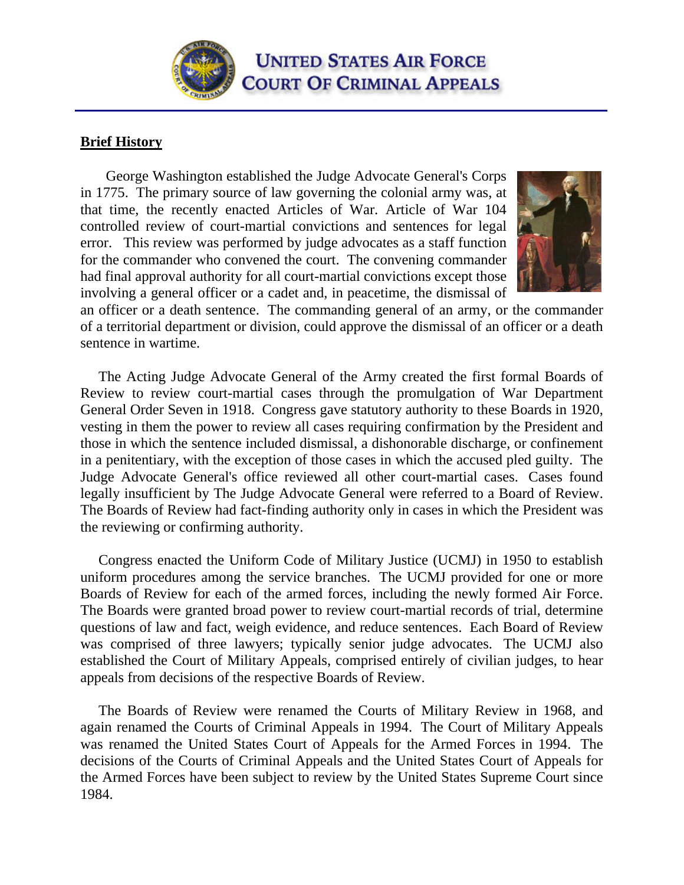# UNITED STATES AIR FORCE COURT OF CRIMINAL APPEALS

**Brief History**

George Washington established the Judge Advocate General's Corps in 1775. The primary source of law governing the colonial army was, at that time, the recently enacted Articles of War. Article of War 104 controlled review of court-martial convictions and sentences for legal error. This review was performed by judge advocates as a staff function for the commander who convened the court. The convening commander had final approval authority for all court-martial convictions except those involving a general officer or a cadet and, in peacetime, the dismissal of an officer or a death sentence. The commanding general of an army, or the commander of a territorial department or division, could approve the dismissal of an officer or a death sentence in wartime.

The Acting Judge Advocate General of the Army created the first formal Boards of Review to review court-martial cases through the promulgation of War Department General Order Seven in 1918. Congress gave statutory authority to these Boards in 1920, vesting in them the power to review all cases requiring confirmation by the President and those in which the sentence included dismissal, a dishonorable discharge, or confinement in a penitentiary, with the exception of those cases in which the accused pled guilty. The Judge Advocate General's office reviewed all other court-martial cases. Cases found legally insufficient by The Judge Advocate General were referred to a Board of Review. The Boards of Review had fact-finding authority only in cases in which the President was the reviewing or confirming authority.

Congress enacted the Uniform Code of Military Justice (UCMJ) in 1950 to establish uniform procedures among the service branches. The UCMJ provided for one or more Boards of Review for each of the armed forces, including the newly formed Air Force. The Boards were granted broad power to review court-martial records of trial, determine questions of law and fact, weigh evidence, and reduce sentences. Each Board of Review was comprised of three lawyers; typically senior judge advocates. The UCMJ also established the Court of Military Appeals, comprised entirely of civilian judges, to hear appeals from decisions of the respective Boards of Review.

The Boards of Review were renamed the Courts of Military Review in 1968, and again renamed the Courts of Criminal Appeals in 1994. The Court of Military Appeals was renamed the United States Court of Appeals for the Armed Forces in 1994. The decisions of the Courts of Criminal Appeals and the United States Court of Appeals for the Armed Forces have been subject to review by the United States Supreme Court since 1984.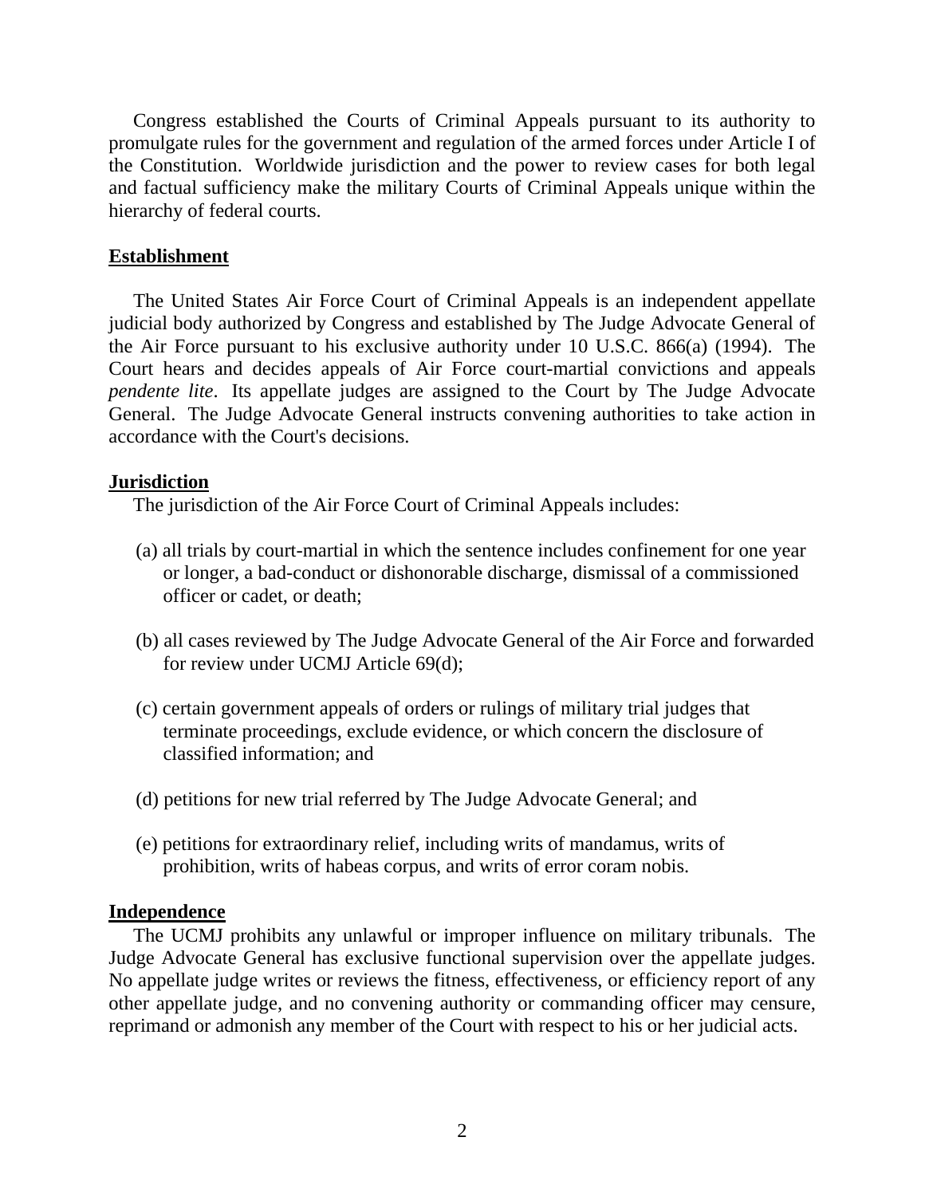Congress established the Courts of Criminal Appeals pursuant to its authority to promulgate rules for the government and regulation of the armed forces under Article I of the Constitution. Worldwide jurisdiction and the power to review cases for both legal and factual sufficiency make the military Courts of Criminal Appeals unique within the hierarchy of federal courts.

## Establishment

The United States Air Force Court of Criminal Appeals is an independent appellate judicial body authorized by Congress and established by The Judge Advocate General of the Air Force pursuant to his exclusive authority under 10 U.S.C. 866(a) (1994). The Court hears and decides appeals of Air Force court-martial convictions and appeals *pendente lite*. Its appellate judges are assigned to the Court by The Judge Advocate General. The Judge Advocate General instructs convening authorities to take action in accordance with the Court's decisions.

## Jurisdiction

The jurisdiction of the Air Force Court of Criminal Appeals includes:

(a) all trials by court-martial in which the sentence includes confinement for one year or longer, a bad-conduct or dishonorable discharge, dismissal of a commissioned officer or cadet, or death;

(b) all cases reviewed by The Judge Advocate General of the Air Force and forwarded for review under UCMJ Article 69(d);

(c) certain government appeals of orders or rulings of military trial judges that terminate proceedings, exclude evidence, or which concern the disclosure of classified information; and

(d) petitions for new trial referred by The Judge Advocate General; and

(e) petitions for extraordinary relief, including writs of mandamus, writs of prohibition, writs of habeas corpus, and writs of error coram nobis.

## Independence

The UCMJ prohibits any unlawful or improper influence on military tribunals. The Judge Advocate General has exclusive functional supervision over the appellate judges. No appellate judge writes or reviews the fitness, effectiveness, or efficiency report of any other appellate judge, and no convening authority or commanding officer may censure, reprimand or admonish any member of the Court with respect to his or her judicial acts.